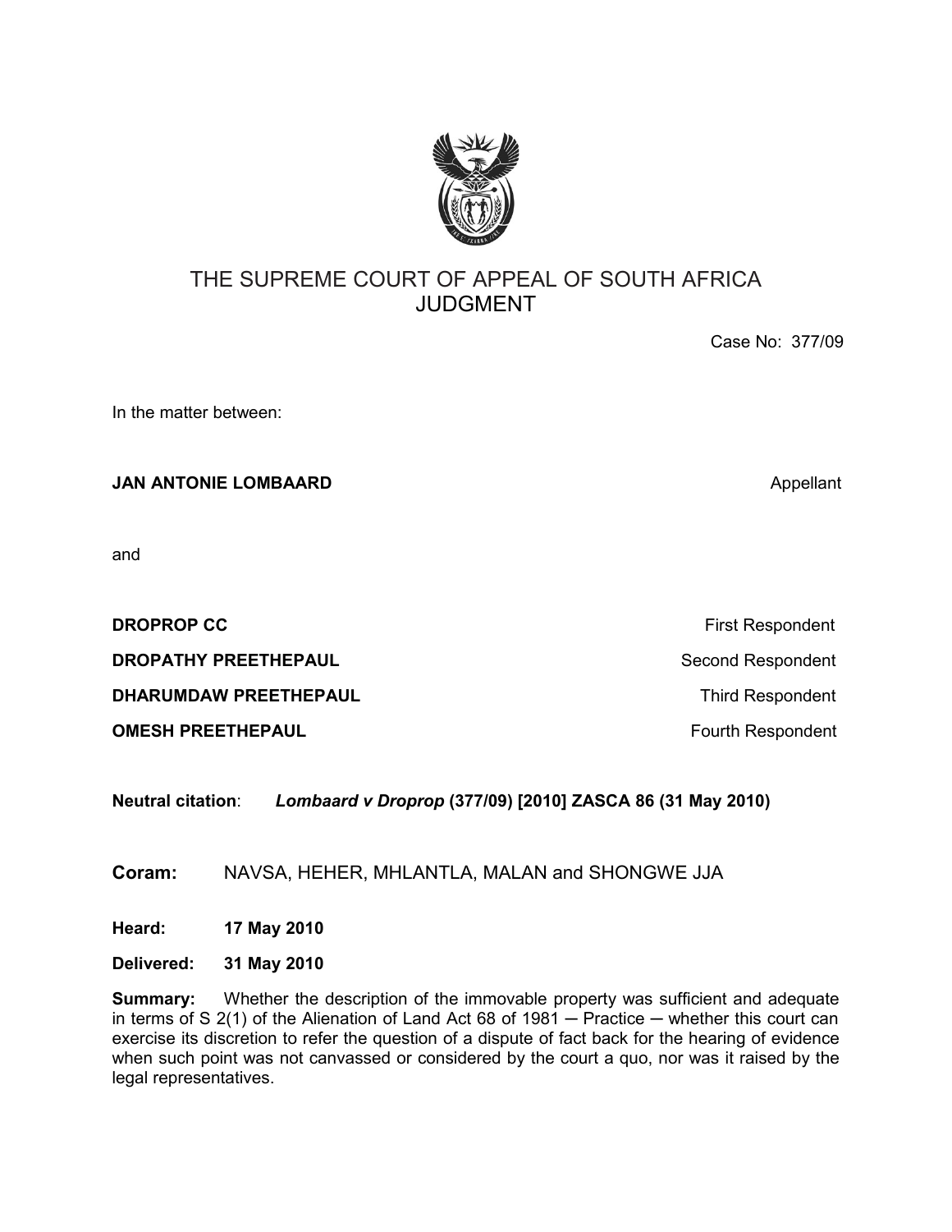# THE SUPREME COURT OF APPEAL OF SOUTH AFRICA
## JUDGMENT

Case No: 377/09

In the matter between:

**JAN ANTONIE LOMBAARD** Appellant

and

**DROPROP CC** First Respondent

**DROPATHY PREETHEPAUL** Second Respondent

**DHARUMDAW PREETHEPAUL** Third Respondent

**OMESH PREETHEPAUL** Fourth Respondent

**Neutral citation**: ***Lombaard v Droprop* (377/09) [2010] ZASCA 86 (31 May 2010)**

**Coram:** NAVSA, HEHER, MHLANTLA, MALAN and SHONGWE JJA

**Heard:** **17 May 2010**

**Delivered:** **31 May 2010**

**Summary:** Whether the description of the immovable property was sufficient and adequate in terms of S 2(1) of the Alienation of Land Act 68 of 1981 ─ Practice ─ whether this court can exercise its discretion to refer the question of a dispute of fact back for the hearing of evidence when such point was not canvassed or considered by the court a quo, nor was it raised by the legal representatives.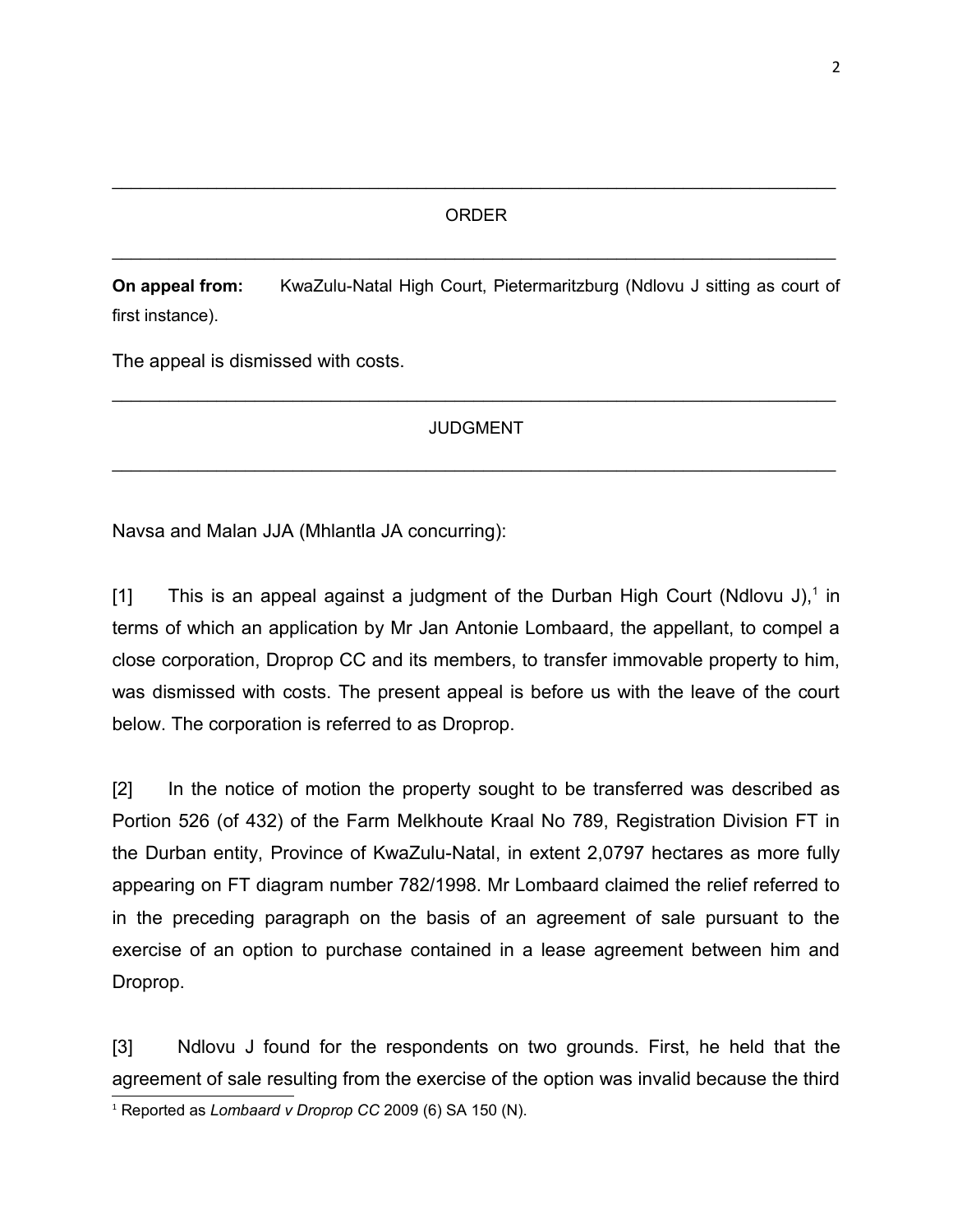## ORDER

**On appeal from:** KwaZulu-Natal High Court, Pietermaritzburg (Ndlovu J sitting as court of first instance).

The appeal is dismissed with costs.

## JUDGMENT

Navsa and Malan JJA (Mhlantla JA concurring):

[1] This is an appeal against a judgment of the Durban High Court (Ndlovu J),[1] in terms of which an application by Mr Jan Antonie Lombaard, the appellant, to compel a close corporation, Droprop CC and its members, to transfer immovable property to him, was dismissed with costs. The present appeal is before us with the leave of the court below. The corporation is referred to as Droprop.

[2] In the notice of motion the property sought to be transferred was described as Portion 526 (of 432) of the Farm Melkhoute Kraal No 789, Registration Division FT in the Durban entity, Province of KwaZulu-Natal, in extent 2,0797 hectares as more fully appearing on FT diagram number 782/1998. Mr Lombaard claimed the relief referred to in the preceding paragraph on the basis of an agreement of sale pursuant to the exercise of an option to purchase contained in a lease agreement between him and Droprop.

[3] Ndlovu J found for the respondents on two grounds. First, he held that the agreement of sale resulting from the exercise of the option was invalid because the third

[1] Reported as *Lombaard v Droprop CC* 2009 (6) SA 150 (N).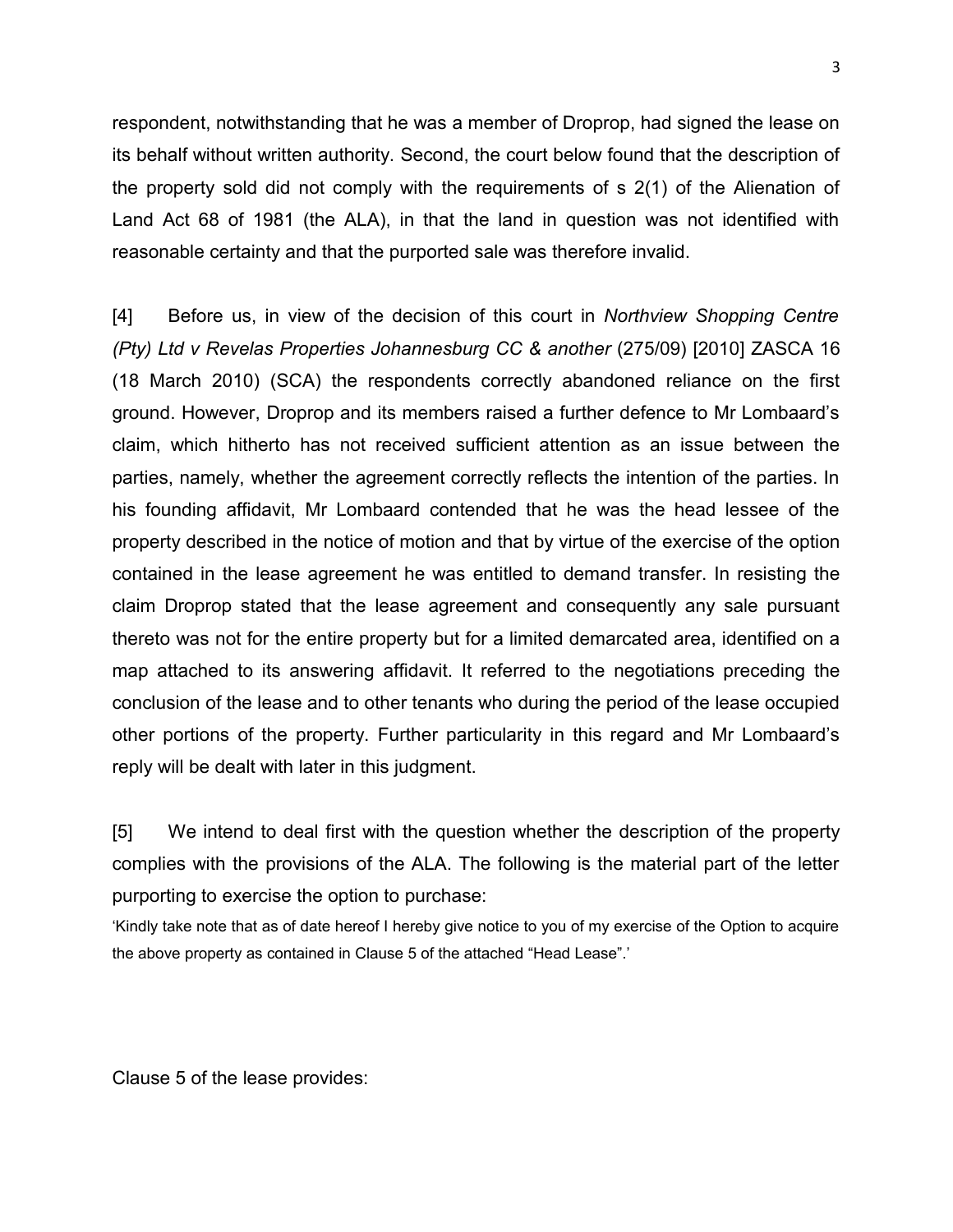respondent, notwithstanding that he was a member of Droprop, had signed the lease on its behalf without written authority. Second, the court below found that the description of the property sold did not comply with the requirements of s 2(1) of the Alienation of Land Act 68 of 1981 (the ALA), in that the land in question was not identified with reasonable certainty and that the purported sale was therefore invalid.

[4] Before us, in view of the decision of this court in *Northview Shopping Centre (Pty) Ltd v Revelas Properties Johannesburg CC & another* (275/09) [2010] ZASCA 16 (18 March 2010) (SCA) the respondents correctly abandoned reliance on the first ground. However, Droprop and its members raised a further defence to Mr Lombaard's claim, which hitherto has not received sufficient attention as an issue between the parties, namely, whether the agreement correctly reflects the intention of the parties. In his founding affidavit, Mr Lombaard contended that he was the head lessee of the property described in the notice of motion and that by virtue of the exercise of the option contained in the lease agreement he was entitled to demand transfer. In resisting the claim Droprop stated that the lease agreement and consequently any sale pursuant thereto was not for the entire property but for a limited demarcated area, identified on a map attached to its answering affidavit. It referred to the negotiations preceding the conclusion of the lease and to other tenants who during the period of the lease occupied other portions of the property. Further particularity in this regard and Mr Lombaard's reply will be dealt with later in this judgment.

[5] We intend to deal first with the question whether the description of the property complies with the provisions of the ALA. The following is the material part of the letter purporting to exercise the option to purchase:

'Kindly take note that as of date hereof I hereby give notice to you of my exercise of the Option to acquire the above property as contained in Clause 5 of the attached "Head Lease".'

Clause 5 of the lease provides: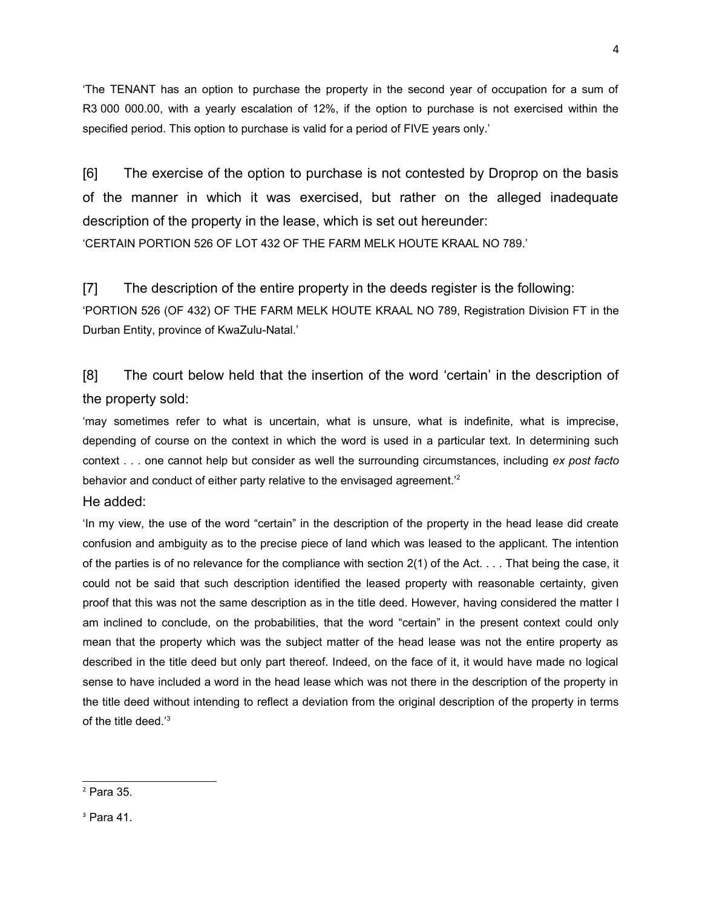'The TENANT has an option to purchase the property in the second year of occupation for a sum of R3 000 000.00, with a yearly escalation of 12%, if the option to purchase is not exercised within the specified period. This option to purchase is valid for a period of FIVE years only.'

[6] The exercise of the option to purchase is not contested by Droprop on the basis of the manner in which it was exercised, but rather on the alleged inadequate description of the property in the lease, which is set out hereunder:

'CERTAIN PORTION 526 OF LOT 432 OF THE FARM MELK HOUTE KRAAL NO 789.'

[7] The description of the entire property in the deeds register is the following:

'PORTION 526 (OF 432) OF THE FARM MELK HOUTE KRAAL NO 789, Registration Division FT in the Durban Entity, province of KwaZulu-Natal.'

[8] The court below held that the insertion of the word 'certain' in the description of the property sold:

'may sometimes refer to what is uncertain, what is unsure, what is indefinite, what is imprecise, depending of course on the context in which the word is used in a particular text. In determining such context . . . one cannot help but consider as well the surrounding circumstances, including *ex post facto* behavior and conduct of either party relative to the envisaged agreement.'[2]

He added:

'In my view, the use of the word "certain" in the description of the property in the head lease did create confusion and ambiguity as to the precise piece of land which was leased to the applicant. The intention of the parties is of no relevance for the compliance with section 2(1) of the Act. . . . That being the case, it could not be said that such description identified the leased property with reasonable certainty, given proof that this was not the same description as in the title deed. However, having considered the matter I am inclined to conclude, on the probabilities, that the word "certain" in the present context could only mean that the property which was the subject matter of the head lease was not the entire property as described in the title deed but only part thereof. Indeed, on the face of it, it would have made no logical sense to have included a word in the head lease which was not there in the description of the property in the title deed without intending to reflect a deviation from the original description of the property in terms of the title deed.'[3]

---

[2] Para 35.

[3] Para 41.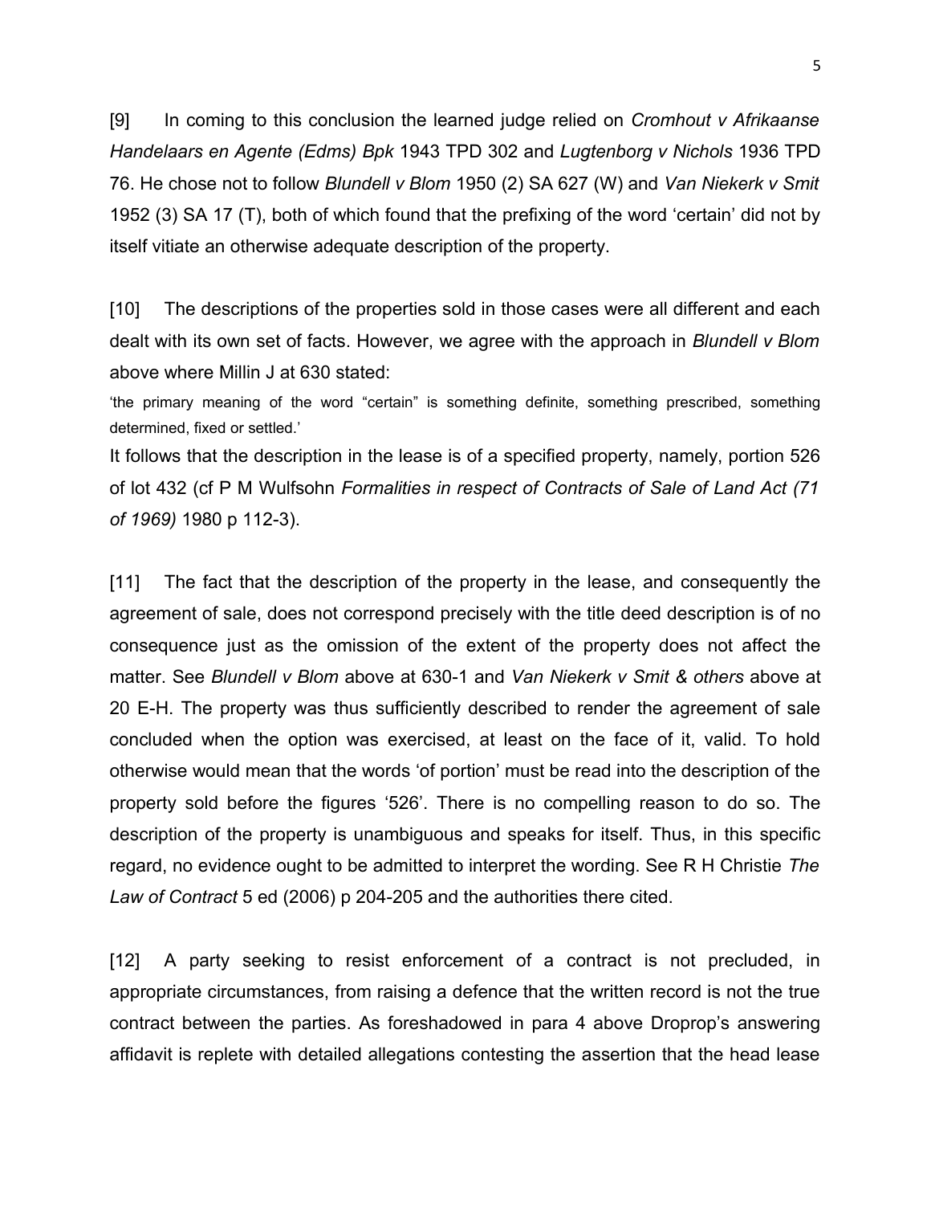[9] In coming to this conclusion the learned judge relied on *Cromhout v Afrikaanse Handelaars en Agente (Edms) Bpk* 1943 TPD 302 and *Lugtenborg v Nichols* 1936 TPD 76. He chose not to follow *Blundell v Blom* 1950 (2) SA 627 (W) and *Van Niekerk v Smit* 1952 (3) SA 17 (T), both of which found that the prefixing of the word 'certain' did not by itself vitiate an otherwise adequate description of the property.

[10] The descriptions of the properties sold in those cases were all different and each dealt with its own set of facts. However, we agree with the approach in *Blundell v Blom* above where Millin J at 630 stated:

'the primary meaning of the word "certain" is something definite, something prescribed, something determined, fixed or settled.'

It follows that the description in the lease is of a specified property, namely, portion 526 of lot 432 (cf P M Wulfsohn *Formalities in respect of Contracts of Sale of Land Act (71 of 1969)* 1980 p 112-3).

[11] The fact that the description of the property in the lease, and consequently the agreement of sale, does not correspond precisely with the title deed description is of no consequence just as the omission of the extent of the property does not affect the matter. See *Blundell v Blom* above at 630-1 and *Van Niekerk v Smit & others* above at 20 E-H. The property was thus sufficiently described to render the agreement of sale concluded when the option was exercised, at least on the face of it, valid. To hold otherwise would mean that the words 'of portion' must be read into the description of the property sold before the figures '526'. There is no compelling reason to do so. The description of the property is unambiguous and speaks for itself. Thus, in this specific regard, no evidence ought to be admitted to interpret the wording. See R H Christie *The Law of Contract* 5 ed (2006) p 204-205 and the authorities there cited.

[12] A party seeking to resist enforcement of a contract is not precluded, in appropriate circumstances, from raising a defence that the written record is not the true contract between the parties. As foreshadowed in para 4 above Droprop's answering affidavit is replete with detailed allegations contesting the assertion that the head lease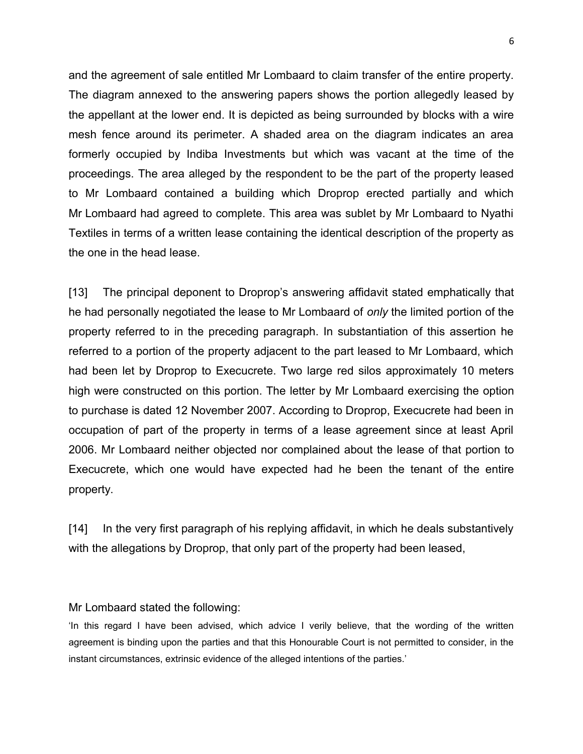and the agreement of sale entitled Mr Lombaard to claim transfer of the entire property. The diagram annexed to the answering papers shows the portion allegedly leased by the appellant at the lower end. It is depicted as being surrounded by blocks with a wire mesh fence around its perimeter. A shaded area on the diagram indicates an area formerly occupied by Indiba Investments but which was vacant at the time of the proceedings. The area alleged by the respondent to be the part of the property leased to Mr Lombaard contained a building which Droprop erected partially and which Mr Lombaard had agreed to complete. This area was sublet by Mr Lombaard to Nyathi Textiles in terms of a written lease containing the identical description of the property as the one in the head lease.

[13] The principal deponent to Droprop's answering affidavit stated emphatically that he had personally negotiated the lease to Mr Lombaard of *only* the limited portion of the property referred to in the preceding paragraph. In substantiation of this assertion he referred to a portion of the property adjacent to the part leased to Mr Lombaard, which had been let by Droprop to Execucrete. Two large red silos approximately 10 meters high were constructed on this portion. The letter by Mr Lombaard exercising the option to purchase is dated 12 November 2007. According to Droprop, Execucrete had been in occupation of part of the property in terms of a lease agreement since at least April 2006. Mr Lombaard neither objected nor complained about the lease of that portion to Execucrete, which one would have expected had he been the tenant of the entire property.

[14] In the very first paragraph of his replying affidavit, in which he deals substantively with the allegations by Droprop, that only part of the property had been leased, Mr Lombaard stated the following:

'In this regard I have been advised, which advice I verily believe, that the wording of the written agreement is binding upon the parties and that this Honourable Court is not permitted to consider, in the instant circumstances, extrinsic evidence of the alleged intentions of the parties.'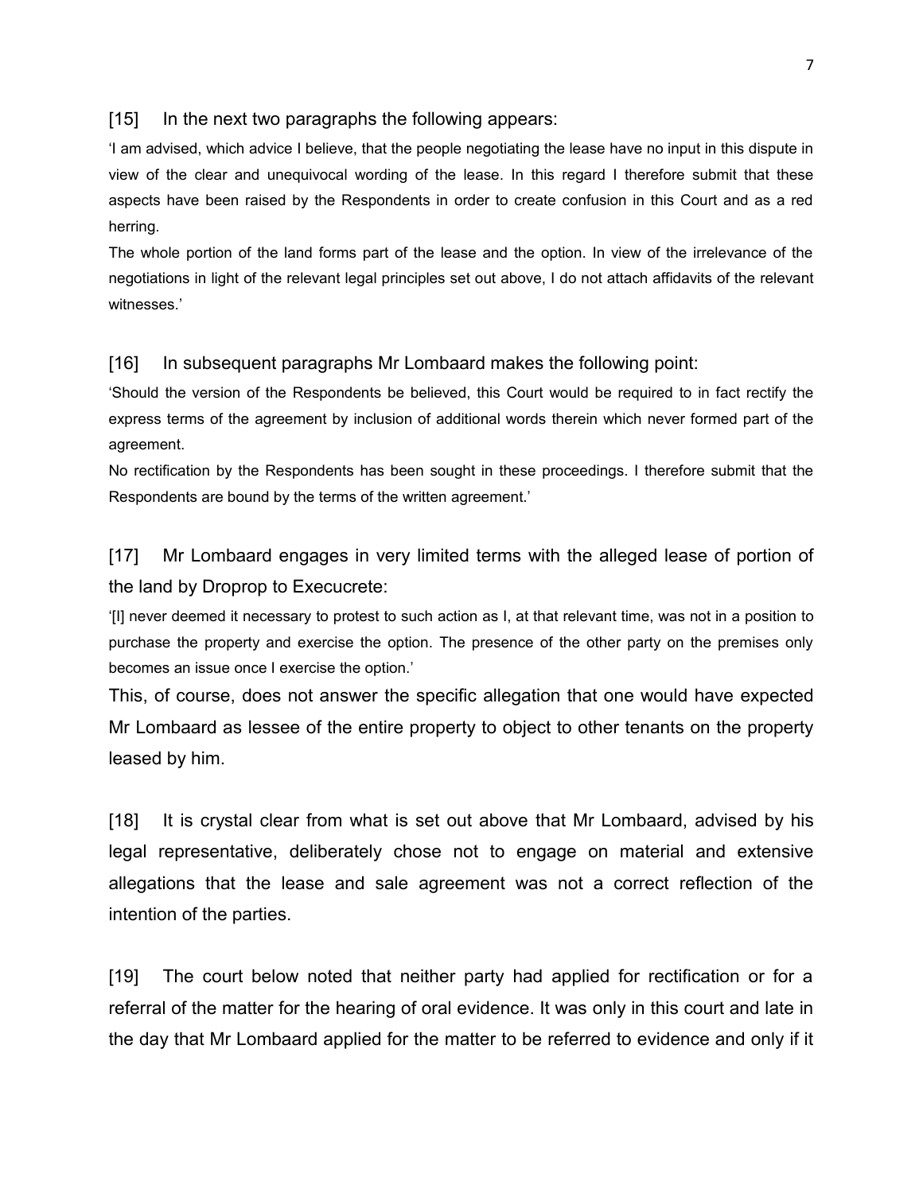[15] In the next two paragraphs the following appears:

'I am advised, which advice I believe, that the people negotiating the lease have no input in this dispute in view of the clear and unequivocal wording of the lease. In this regard I therefore submit that these aspects have been raised by the Respondents in order to create confusion in this Court and as a red herring.

The whole portion of the land forms part of the lease and the option. In view of the irrelevance of the negotiations in light of the relevant legal principles set out above, I do not attach affidavits of the relevant witnesses.'

[16] In subsequent paragraphs Mr Lombaard makes the following point:

'Should the version of the Respondents be believed, this Court would be required to in fact rectify the express terms of the agreement by inclusion of additional words therein which never formed part of the agreement.

No rectification by the Respondents has been sought in these proceedings. I therefore submit that the Respondents are bound by the terms of the written agreement.'

[17] Mr Lombaard engages in very limited terms with the alleged lease of portion of the land by Droprop to Execucrete:

'[I] never deemed it necessary to protest to such action as I, at that relevant time, was not in a position to purchase the property and exercise the option. The presence of the other party on the premises only becomes an issue once I exercise the option.'

This, of course, does not answer the specific allegation that one would have expected Mr Lombaard as lessee of the entire property to object to other tenants on the property leased by him.

[18] It is crystal clear from what is set out above that Mr Lombaard, advised by his legal representative, deliberately chose not to engage on material and extensive allegations that the lease and sale agreement was not a correct reflection of the intention of the parties.

[19] The court below noted that neither party had applied for rectification or for a referral of the matter for the hearing of oral evidence. It was only in this court and late in the day that Mr Lombaard applied for the matter to be referred to evidence and only if it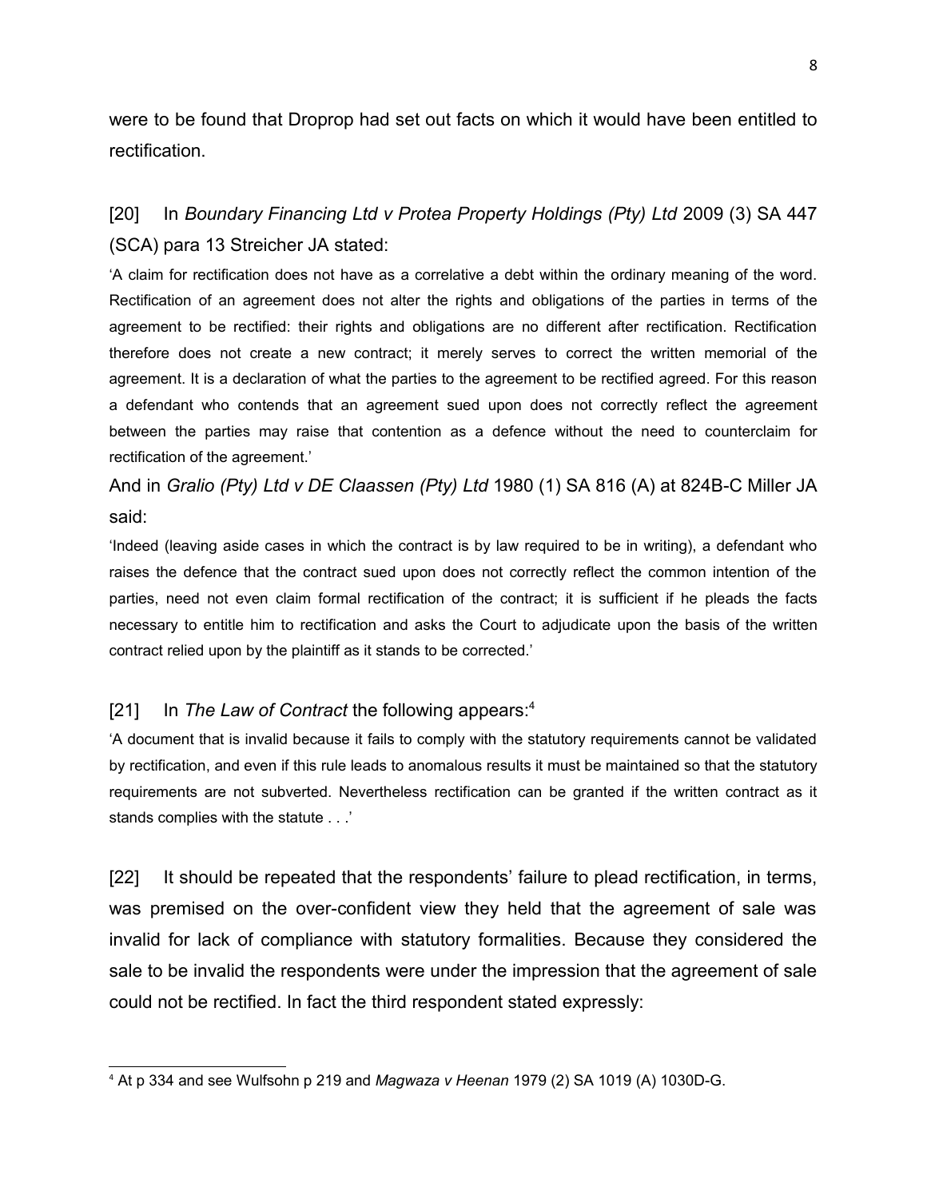were to be found that Droprop had set out facts on which it would have been entitled to rectification.

[20] In *Boundary Financing Ltd v Protea Property Holdings (Pty) Ltd* 2009 (3) SA 447 (SCA) para 13 Streicher JA stated:

> 'A claim for rectification does not have as a correlative a debt within the ordinary meaning of the word. Rectification of an agreement does not alter the rights and obligations of the parties in terms of the agreement to be rectified: their rights and obligations are no different after rectification. Rectification therefore does not create a new contract; it merely serves to correct the written memorial of the agreement. It is a declaration of what the parties to the agreement to be rectified agreed. For this reason a defendant who contends that an agreement sued upon does not correctly reflect the agreement between the parties may raise that contention as a defence without the need to counterclaim for rectification of the agreement.'

And in *Gralio (Pty) Ltd v DE Claassen (Pty) Ltd* 1980 (1) SA 816 (A) at 824B-C Miller JA said:

> 'Indeed (leaving aside cases in which the contract is by law required to be in writing), a defendant who raises the defence that the contract sued upon does not correctly reflect the common intention of the parties, need not even claim formal rectification of the contract; it is sufficient if he pleads the facts necessary to entitle him to rectification and asks the Court to adjudicate upon the basis of the written contract relied upon by the plaintiff as it stands to be corrected.'

[21] In *The Law of Contract* the following appears:[4]

> 'A document that is invalid because it fails to comply with the statutory requirements cannot be validated by rectification, and even if this rule leads to anomalous results it must be maintained so that the statutory requirements are not subverted. Nevertheless rectification can be granted if the written contract as it stands complies with the statute . . .'

[22] It should be repeated that the respondents' failure to plead rectification, in terms, was premised on the over-confident view they held that the agreement of sale was invalid for lack of compliance with statutory formalities. Because they considered the sale to be invalid the respondents were under the impression that the agreement of sale could not be rectified. In fact the third respondent stated expressly:

---

[4] At p 334 and see Wulfsohn p 219 and *Magwaza v Heenan* 1979 (2) SA 1019 (A) 1030D-G.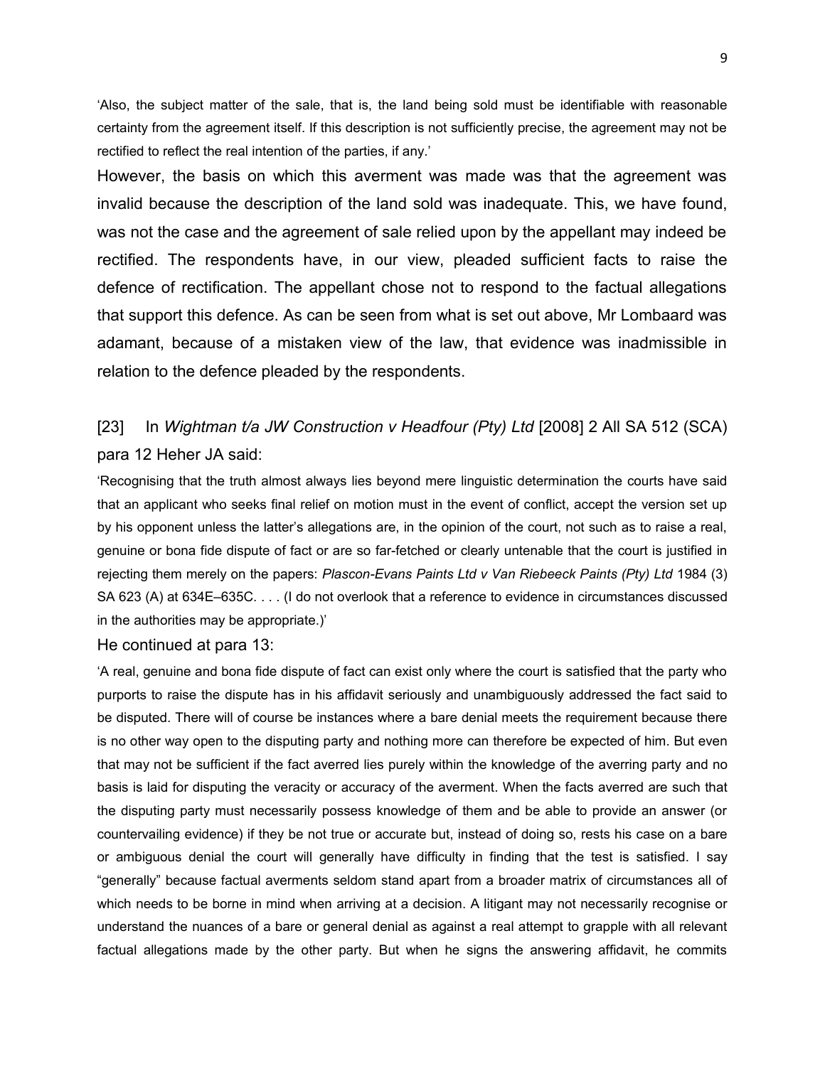'Also, the subject matter of the sale, that is, the land being sold must be identifiable with reasonable certainty from the agreement itself. If this description is not sufficiently precise, the agreement may not be rectified to reflect the real intention of the parties, if any.'

However, the basis on which this averment was made was that the agreement was invalid because the description of the land sold was inadequate. This, we have found, was not the case and the agreement of sale relied upon by the appellant may indeed be rectified. The respondents have, in our view, pleaded sufficient facts to raise the defence of rectification. The appellant chose not to respond to the factual allegations that support this defence. As can be seen from what is set out above, Mr Lombaard was adamant, because of a mistaken view of the law, that evidence was inadmissible in relation to the defence pleaded by the respondents.

[23] In *Wightman t/a JW Construction v Headfour (Pty) Ltd* [2008] 2 All SA 512 (SCA) para 12 Heher JA said:

'Recognising that the truth almost always lies beyond mere linguistic determination the courts have said that an applicant who seeks final relief on motion must in the event of conflict, accept the version set up by his opponent unless the latter's allegations are, in the opinion of the court, not such as to raise a real, genuine or bona fide dispute of fact or are so far-fetched or clearly untenable that the court is justified in rejecting them merely on the papers: *Plascon-Evans Paints Ltd v Van Riebeeck Paints (Pty) Ltd* 1984 (3) SA 623 (A) at 634E–635C. . . . (I do not overlook that a reference to evidence in circumstances discussed in the authorities may be appropriate.)'

He continued at para 13:

'A real, genuine and bona fide dispute of fact can exist only where the court is satisfied that the party who purports to raise the dispute has in his affidavit seriously and unambiguously addressed the fact said to be disputed. There will of course be instances where a bare denial meets the requirement because there is no other way open to the disputing party and nothing more can therefore be expected of him. But even that may not be sufficient if the fact averred lies purely within the knowledge of the averring party and no basis is laid for disputing the veracity or accuracy of the averment. When the facts averred are such that the disputing party must necessarily possess knowledge of them and be able to provide an answer (or countervailing evidence) if they be not true or accurate but, instead of doing so, rests his case on a bare or ambiguous denial the court will generally have difficulty in finding that the test is satisfied. I say "generally" because factual averments seldom stand apart from a broader matrix of circumstances all of which needs to be borne in mind when arriving at a decision. A litigant may not necessarily recognise or understand the nuances of a bare or general denial as against a real attempt to grapple with all relevant factual allegations made by the other party. But when he signs the answering affidavit, he commits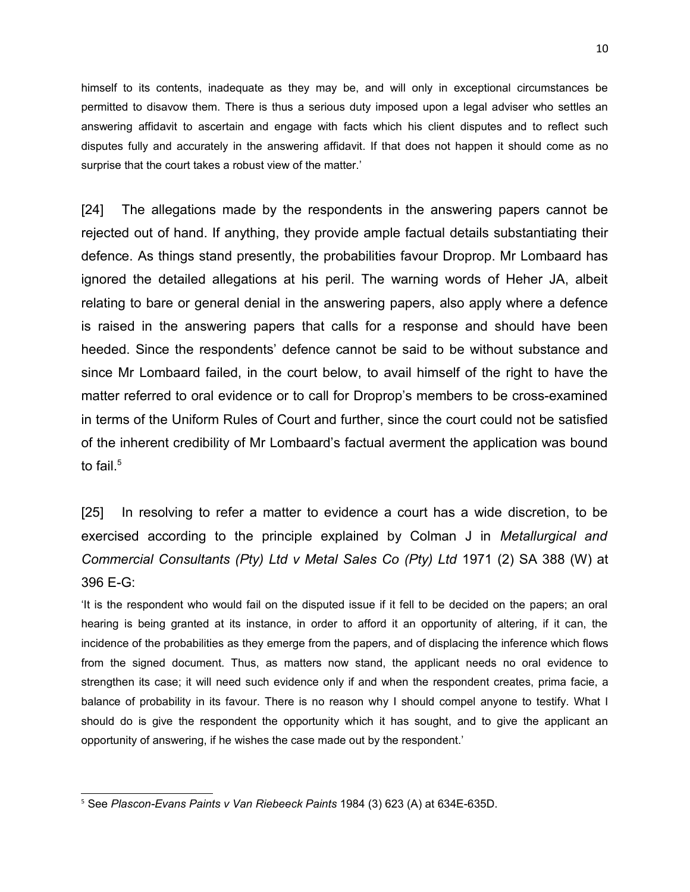himself to its contents, inadequate as they may be, and will only in exceptional circumstances be permitted to disavow them. There is thus a serious duty imposed upon a legal adviser who settles an answering affidavit to ascertain and engage with facts which his client disputes and to reflect such disputes fully and accurately in the answering affidavit. If that does not happen it should come as no surprise that the court takes a robust view of the matter.'

[24] The allegations made by the respondents in the answering papers cannot be rejected out of hand. If anything, they provide ample factual details substantiating their defence. As things stand presently, the probabilities favour Droprop. Mr Lombaard has ignored the detailed allegations at his peril. The warning words of Heher JA, albeit relating to bare or general denial in the answering papers, also apply where a defence is raised in the answering papers that calls for a response and should have been heeded. Since the respondents' defence cannot be said to be without substance and since Mr Lombaard failed, in the court below, to avail himself of the right to have the matter referred to oral evidence or to call for Droprop's members to be cross-examined in terms of the Uniform Rules of Court and further, since the court could not be satisfied of the inherent credibility of Mr Lombaard's factual averment the application was bound to fail.[5]

[25] In resolving to refer a matter to evidence a court has a wide discretion, to be exercised according to the principle explained by Colman J in *Metallurgical and Commercial Consultants (Pty) Ltd v Metal Sales Co (Pty) Ltd* 1971 (2) SA 388 (W) at 396 E-G:

'It is the respondent who would fail on the disputed issue if it fell to be decided on the papers; an oral hearing is being granted at its instance, in order to afford it an opportunity of altering, if it can, the incidence of the probabilities as they emerge from the papers, and of displacing the inference which flows from the signed document. Thus, as matters now stand, the applicant needs no oral evidence to strengthen its case; it will need such evidence only if and when the respondent creates, prima facie, a balance of probability in its favour. There is no reason why I should compel anyone to testify. What I should do is give the respondent the opportunity which it has sought, and to give the applicant an opportunity of answering, if he wishes the case made out by the respondent.'

---

[5] See *Plascon-Evans Paints v Van Riebeeck Paints* 1984 (3) 623 (A) at 634E-635D.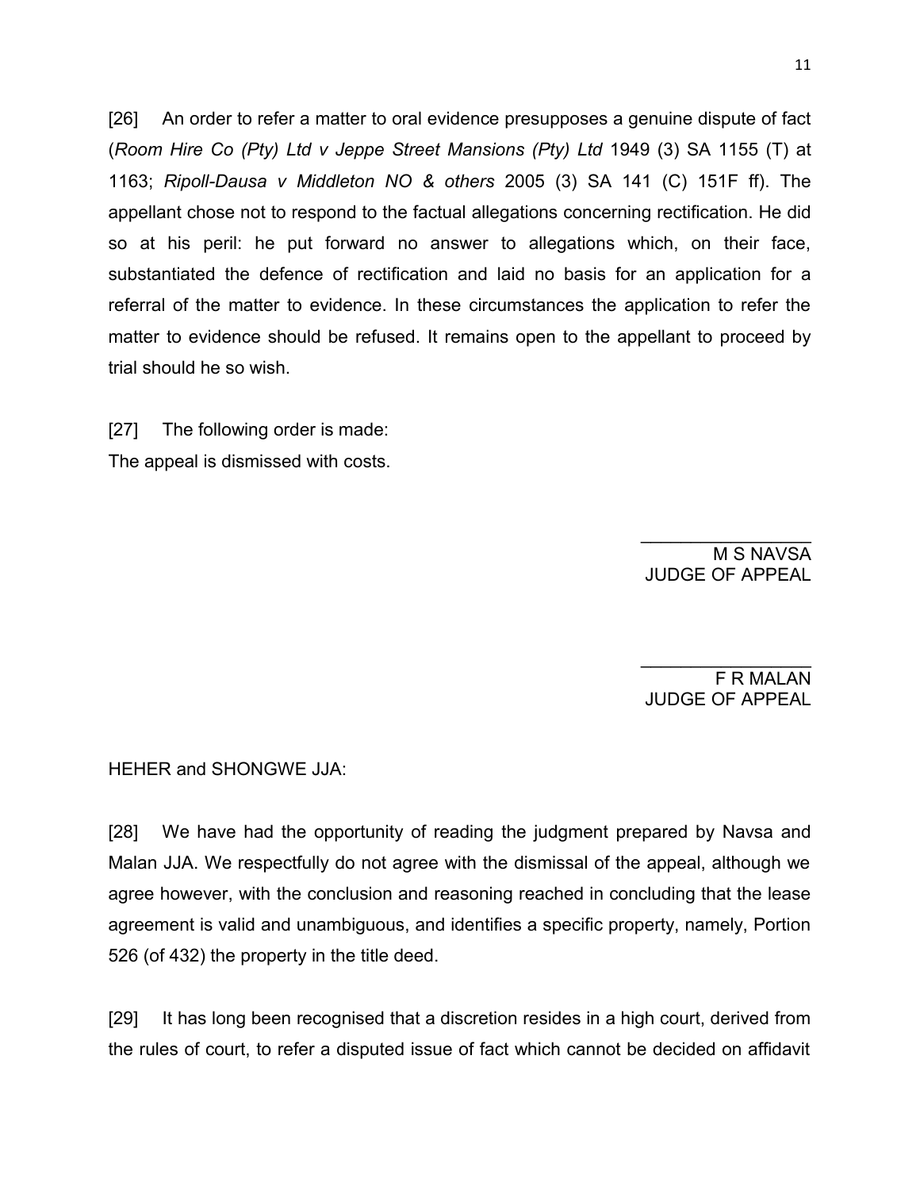[26] An order to refer a matter to oral evidence presupposes a genuine dispute of fact (*Room Hire Co (Pty) Ltd v Jeppe Street Mansions (Pty) Ltd* 1949 (3) SA 1155 (T) at 1163; *Ripoll-Dausa v Middleton NO & others* 2005 (3) SA 141 (C) 151F ff). The appellant chose not to respond to the factual allegations concerning rectification. He did so at his peril: he put forward no answer to allegations which, on their face, substantiated the defence of rectification and laid no basis for an application for a referral of the matter to evidence. In these circumstances the application to refer the matter to evidence should be refused. It remains open to the appellant to proceed by trial should he so wish.

[27] The following order is made:
The appeal is dismissed with costs.

M S NAVSA
JUDGE OF APPEAL

F R MALAN
JUDGE OF APPEAL

HEHER and SHONGWE JJA:

[28] We have had the opportunity of reading the judgment prepared by Navsa and Malan JJA. We respectfully do not agree with the dismissal of the appeal, although we agree however, with the conclusion and reasoning reached in concluding that the lease agreement is valid and unambiguous, and identifies a specific property, namely, Portion 526 (of 432) the property in the title deed.

[29] It has long been recognised that a discretion resides in a high court, derived from the rules of court, to refer a disputed issue of fact which cannot be decided on affidavit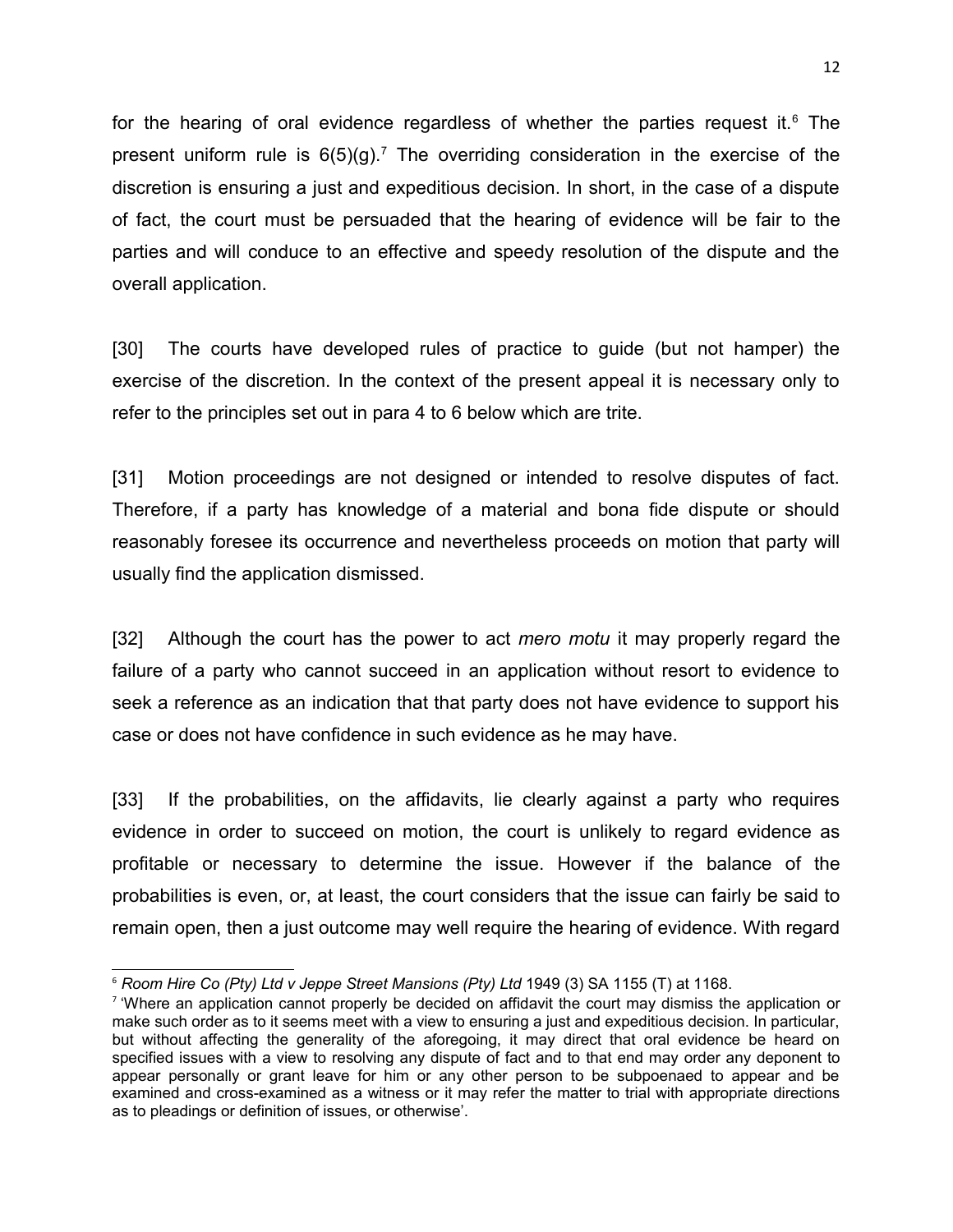for the hearing of oral evidence regardless of whether the parties request it.[6] The present uniform rule is 6(5)(g).[7] The overriding consideration in the exercise of the discretion is ensuring a just and expeditious decision. In short, in the case of a dispute of fact, the court must be persuaded that the hearing of evidence will be fair to the parties and will conduce to an effective and speedy resolution of the dispute and the overall application.

[30] The courts have developed rules of practice to guide (but not hamper) the exercise of the discretion. In the context of the present appeal it is necessary only to refer to the principles set out in para 4 to 6 below which are trite.

[31] Motion proceedings are not designed or intended to resolve disputes of fact. Therefore, if a party has knowledge of a material and bona fide dispute or should reasonably foresee its occurrence and nevertheless proceeds on motion that party will usually find the application dismissed.

[32] Although the court has the power to act *mero motu* it may properly regard the failure of a party who cannot succeed in an application without resort to evidence to seek a reference as an indication that that party does not have evidence to support his case or does not have confidence in such evidence as he may have.

[33] If the probabilities, on the affidavits, lie clearly against a party who requires evidence in order to succeed on motion, the court is unlikely to regard evidence as profitable or necessary to determine the issue. However if the balance of the probabilities is even, or, at least, the court considers that the issue can fairly be said to remain open, then a just outcome may well require the hearing of evidence. With regard

---

[6] *Room Hire Co (Pty) Ltd v Jeppe Street Mansions (Pty) Ltd* 1949 (3) SA 1155 (T) at 1168.

[7] 'Where an application cannot properly be decided on affidavit the court may dismiss the application or make such order as to it seems meet with a view to ensuring a just and expeditious decision. In particular, but without affecting the generality of the aforegoing, it may direct that oral evidence be heard on specified issues with a view to resolving any dispute of fact and to that end may order any deponent to appear personally or grant leave for him or any other person to be subpoenaed to appear and be examined and cross-examined as a witness or it may refer the matter to trial with appropriate directions as to pleadings or definition of issues, or otherwise'.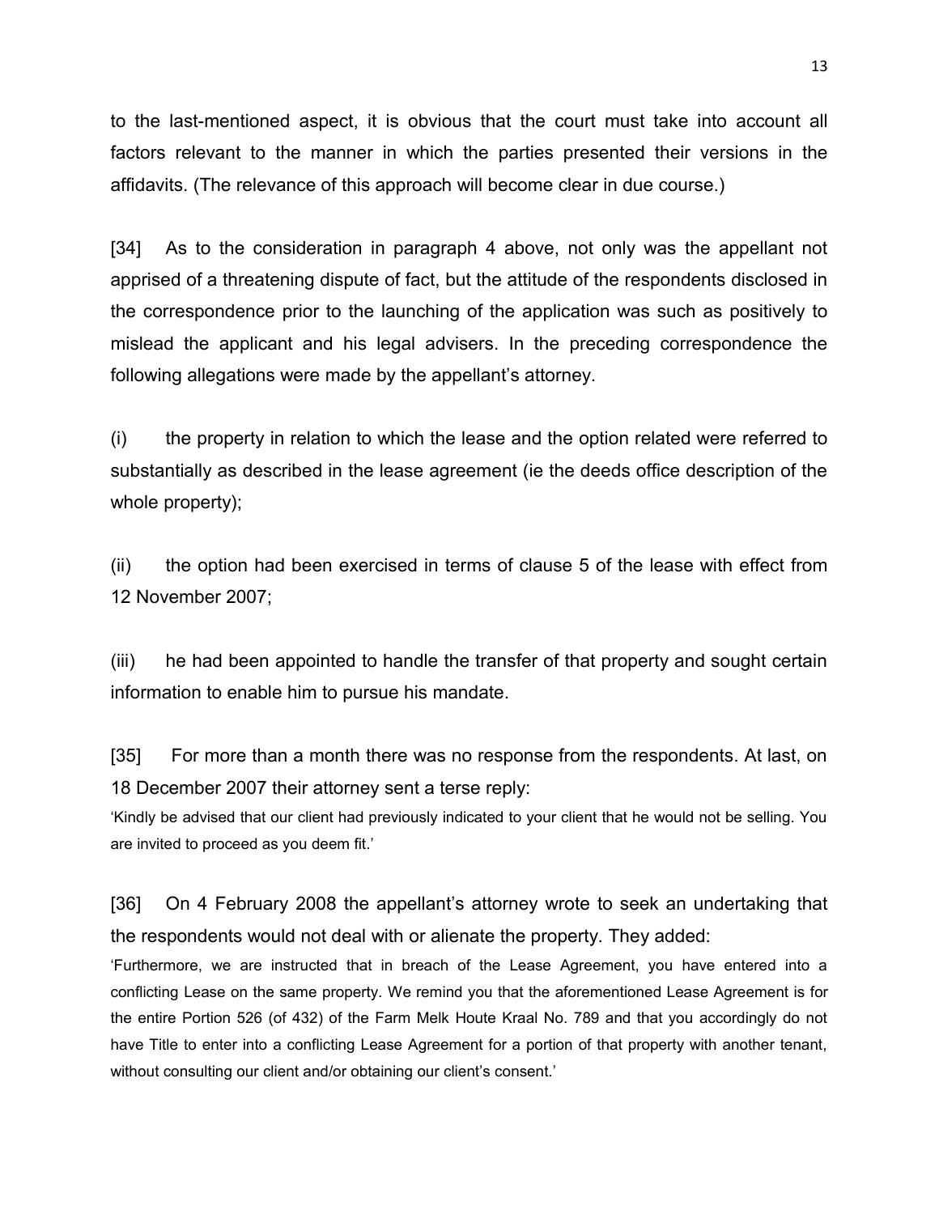to the last-mentioned aspect, it is obvious that the court must take into account all factors relevant to the manner in which the parties presented their versions in the affidavits. (The relevance of this approach will become clear in due course.)

[34] As to the consideration in paragraph 4 above, not only was the appellant not apprised of a threatening dispute of fact, but the attitude of the respondents disclosed in the correspondence prior to the launching of the application was such as positively to mislead the applicant and his legal advisers. In the preceding correspondence the following allegations were made by the appellant's attorney.

(i) the property in relation to which the lease and the option related were referred to substantially as described in the lease agreement (ie the deeds office description of the whole property);

(ii) the option had been exercised in terms of clause 5 of the lease with effect from 12 November 2007;

(iii) he had been appointed to handle the transfer of that property and sought certain information to enable him to pursue his mandate.

[35] For more than a month there was no response from the respondents. At last, on 18 December 2007 their attorney sent a terse reply:

'Kindly be advised that our client had previously indicated to your client that he would not be selling. You are invited to proceed as you deem fit.'

[36] On 4 February 2008 the appellant's attorney wrote to seek an undertaking that the respondents would not deal with or alienate the property. They added:

'Furthermore, we are instructed that in breach of the Lease Agreement, you have entered into a conflicting Lease on the same property. We remind you that the aforementioned Lease Agreement is for the entire Portion 526 (of 432) of the Farm Melk Houte Kraal No. 789 and that you accordingly do not have Title to enter into a conflicting Lease Agreement for a portion of that property with another tenant, without consulting our client and/or obtaining our client's consent.'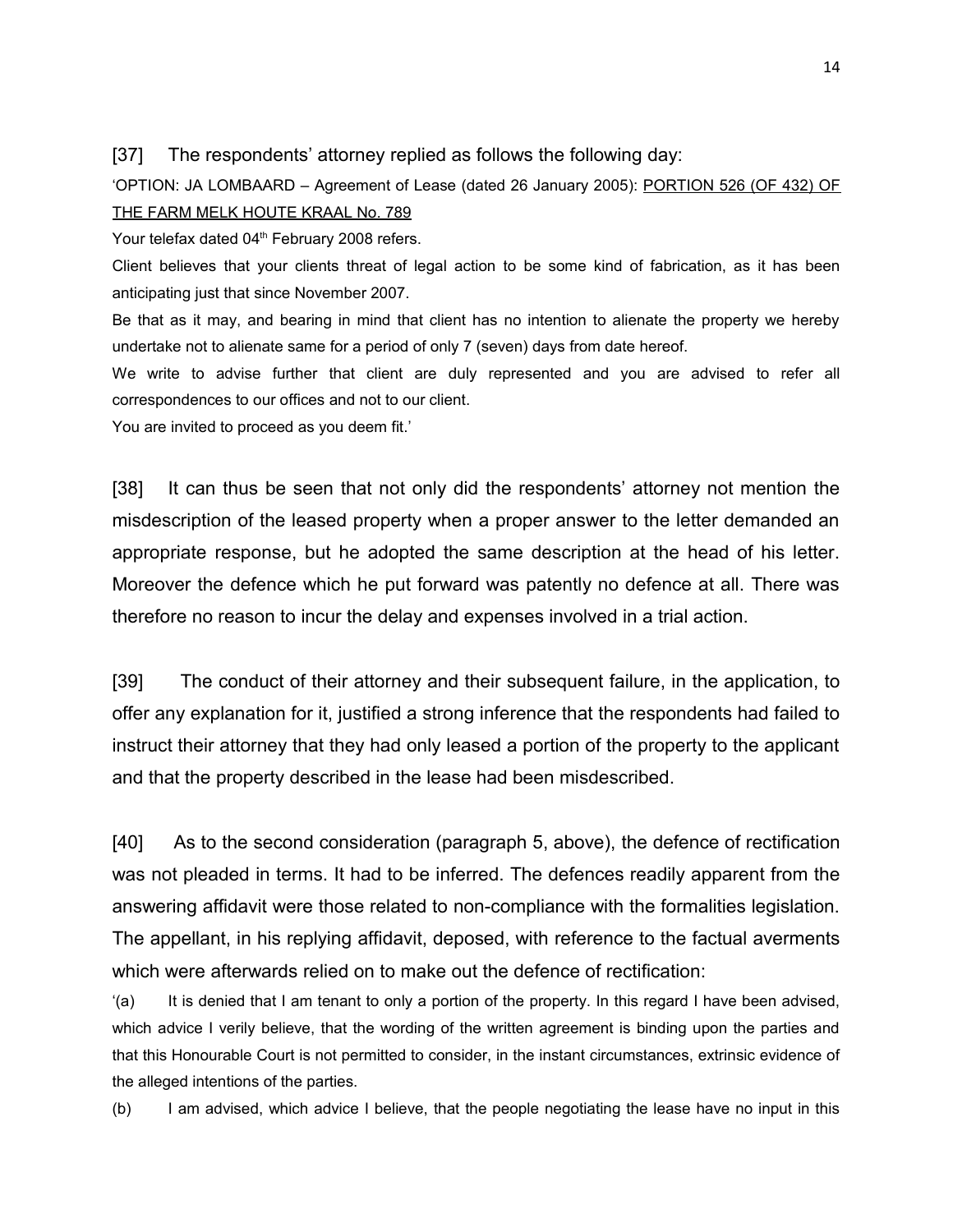[37] The respondents' attorney replied as follows the following day:

'OPTION: JA LOMBAARD – Agreement of Lease (dated 26 January 2005): PORTION 526 (OF 432) OF THE FARM MELK HOUTE KRAAL No. 789

Your telefax dated 04th February 2008 refers.

Client believes that your clients threat of legal action to be some kind of fabrication, as it has been anticipating just that since November 2007.

Be that as it may, and bearing in mind that client has no intention to alienate the property we hereby undertake not to alienate same for a period of only 7 (seven) days from date hereof.

We write to advise further that client are duly represented and you are advised to refer all correspondences to our offices and not to our client.

You are invited to proceed as you deem fit.'

[38] It can thus be seen that not only did the respondents' attorney not mention the misdescription of the leased property when a proper answer to the letter demanded an appropriate response, but he adopted the same description at the head of his letter. Moreover the defence which he put forward was patently no defence at all. There was therefore no reason to incur the delay and expenses involved in a trial action.

[39] The conduct of their attorney and their subsequent failure, in the application, to offer any explanation for it, justified a strong inference that the respondents had failed to instruct their attorney that they had only leased a portion of the property to the applicant and that the property described in the lease had been misdescribed.

[40] As to the second consideration (paragraph 5, above), the defence of rectification was not pleaded in terms. It had to be inferred. The defences readily apparent from the answering affidavit were those related to non-compliance with the formalities legislation. The appellant, in his replying affidavit, deposed, with reference to the factual averments which were afterwards relied on to make out the defence of rectification:

'(a) It is denied that I am tenant to only a portion of the property. In this regard I have been advised, which advice I verily believe, that the wording of the written agreement is binding upon the parties and that this Honourable Court is not permitted to consider, in the instant circumstances, extrinsic evidence of the alleged intentions of the parties.

(b) I am advised, which advice I believe, that the people negotiating the lease have no input in this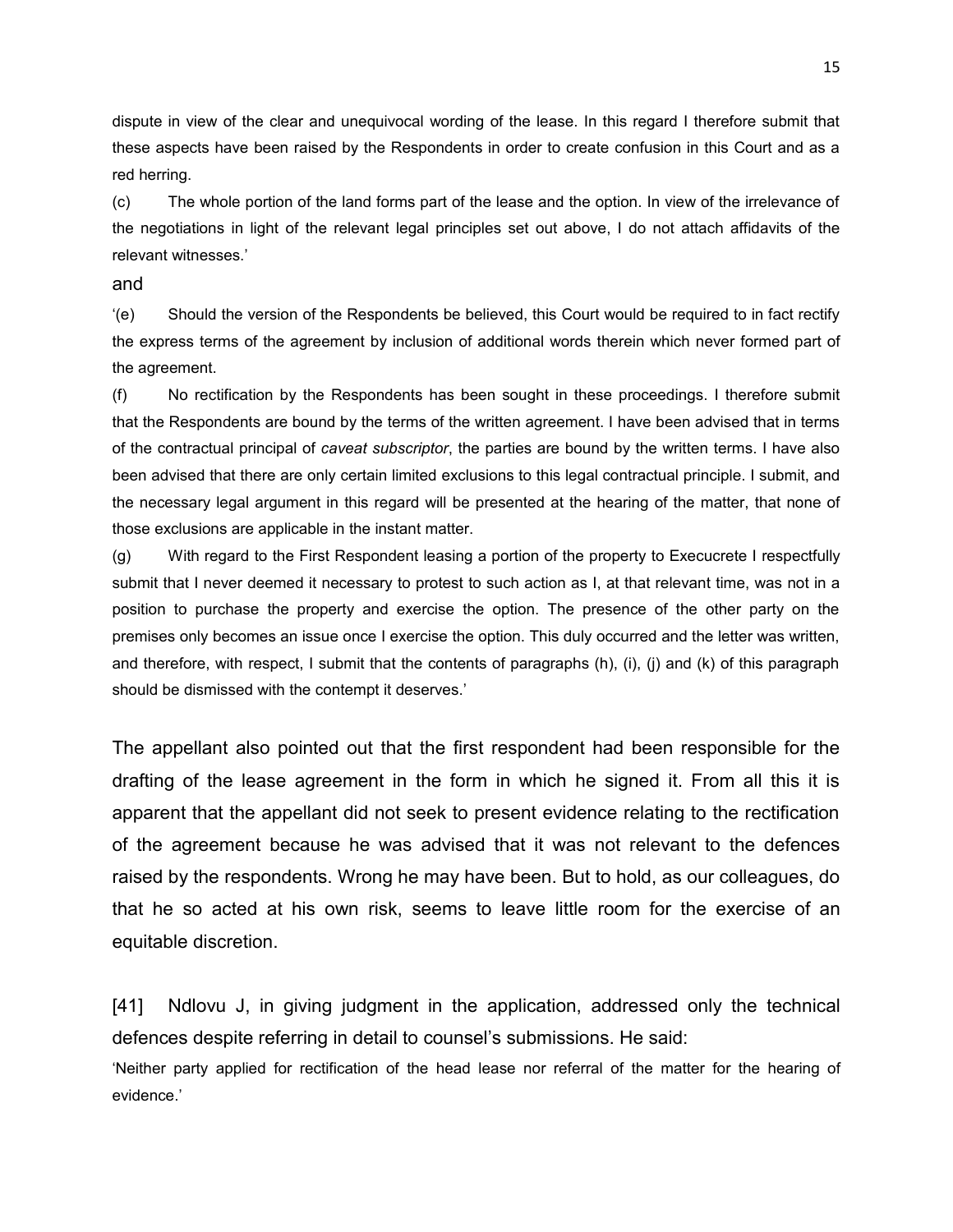dispute in view of the clear and unequivocal wording of the lease. In this regard I therefore submit that these aspects have been raised by the Respondents in order to create confusion in this Court and as a red herring.

(c) The whole portion of the land forms part of the lease and the option. In view of the irrelevance of the negotiations in light of the relevant legal principles set out above, I do not attach affidavits of the relevant witnesses.'

and

'(e) Should the version of the Respondents be believed, this Court would be required to in fact rectify the express terms of the agreement by inclusion of additional words therein which never formed part of the agreement.

(f) No rectification by the Respondents has been sought in these proceedings. I therefore submit that the Respondents are bound by the terms of the written agreement. I have been advised that in terms of the contractual principal of *caveat subscriptor*, the parties are bound by the written terms. I have also been advised that there are only certain limited exclusions to this legal contractual principle. I submit, and the necessary legal argument in this regard will be presented at the hearing of the matter, that none of those exclusions are applicable in the instant matter.

(g) With regard to the First Respondent leasing a portion of the property to Execucrete I respectfully submit that I never deemed it necessary to protest to such action as I, at that relevant time, was not in a position to purchase the property and exercise the option. The presence of the other party on the premises only becomes an issue once I exercise the option. This duly occurred and the letter was written, and therefore, with respect, I submit that the contents of paragraphs (h), (i), (j) and (k) of this paragraph should be dismissed with the contempt it deserves.'

The appellant also pointed out that the first respondent had been responsible for the drafting of the lease agreement in the form in which he signed it. From all this it is apparent that the appellant did not seek to present evidence relating to the rectification of the agreement because he was advised that it was not relevant to the defences raised by the respondents. Wrong he may have been. But to hold, as our colleagues, do that he so acted at his own risk, seems to leave little room for the exercise of an equitable discretion.

[41] Ndlovu J, in giving judgment in the application, addressed only the technical defences despite referring in detail to counsel's submissions. He said:

'Neither party applied for rectification of the head lease nor referral of the matter for the hearing of evidence.'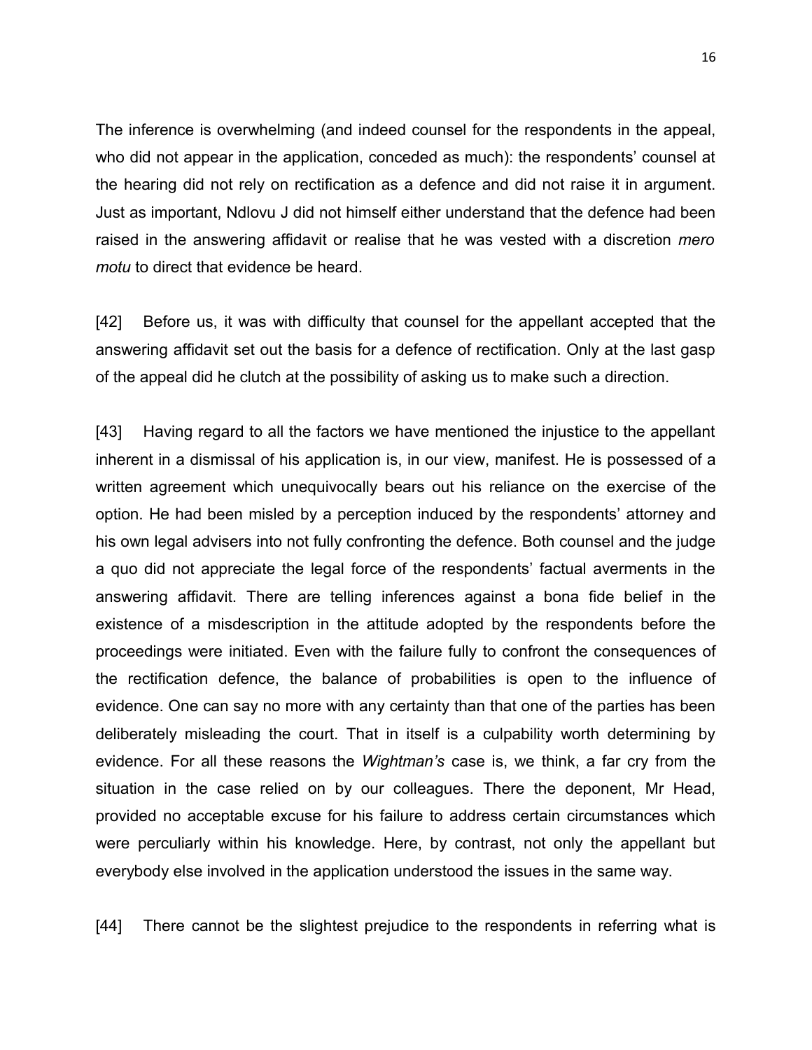The inference is overwhelming (and indeed counsel for the respondents in the appeal, who did not appear in the application, conceded as much): the respondents' counsel at the hearing did not rely on rectification as a defence and did not raise it in argument. Just as important, Ndlovu J did not himself either understand that the defence had been raised in the answering affidavit or realise that he was vested with a discretion *mero motu* to direct that evidence be heard.

[42] Before us, it was with difficulty that counsel for the appellant accepted that the answering affidavit set out the basis for a defence of rectification. Only at the last gasp of the appeal did he clutch at the possibility of asking us to make such a direction.

[43] Having regard to all the factors we have mentioned the injustice to the appellant inherent in a dismissal of his application is, in our view, manifest. He is possessed of a written agreement which unequivocally bears out his reliance on the exercise of the option. He had been misled by a perception induced by the respondents' attorney and his own legal advisers into not fully confronting the defence. Both counsel and the judge a quo did not appreciate the legal force of the respondents' factual averments in the answering affidavit. There are telling inferences against a bona fide belief in the existence of a misdescription in the attitude adopted by the respondents before the proceedings were initiated. Even with the failure fully to confront the consequences of the rectification defence, the balance of probabilities is open to the influence of evidence. One can say no more with any certainty than that one of the parties has been deliberately misleading the court. That in itself is a culpability worth determining by evidence. For all these reasons the *Wightman's* case is, we think, a far cry from the situation in the case relied on by our colleagues. There the deponent, Mr Head, provided no acceptable excuse for his failure to address certain circumstances which were perculiarly within his knowledge. Here, by contrast, not only the appellant but everybody else involved in the application understood the issues in the same way.

[44] There cannot be the slightest prejudice to the respondents in referring what is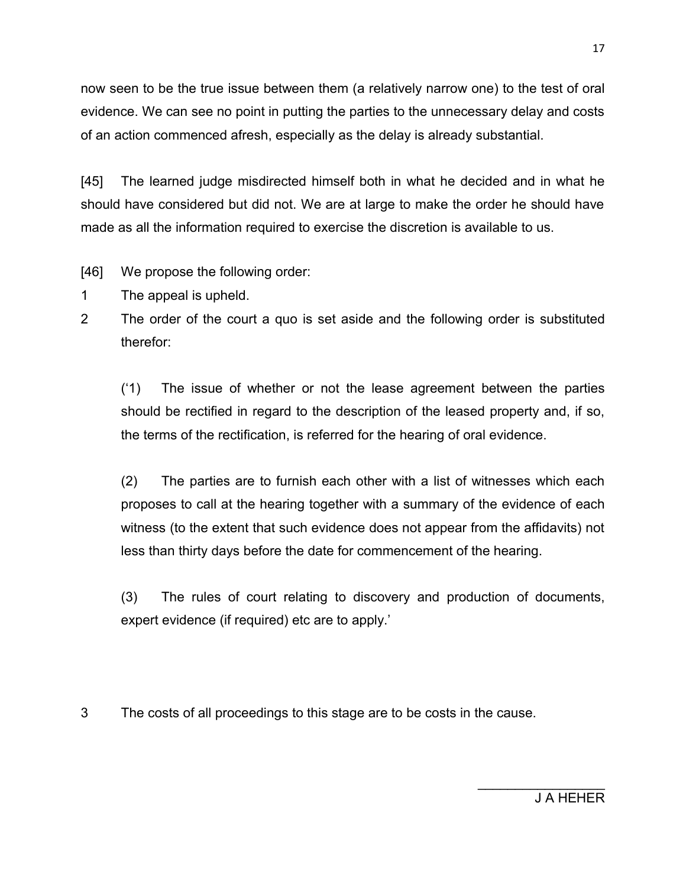now seen to be the true issue between them (a relatively narrow one) to the test of oral evidence. We can see no point in putting the parties to the unnecessary delay and costs of an action commenced afresh, especially as the delay is already substantial.

[45] The learned judge misdirected himself both in what he decided and in what he should have considered but did not. We are at large to make the order he should have made as all the information required to exercise the discretion is available to us.

[46] We propose the following order:

1 The appeal is upheld.

2 The order of the court a quo is set aside and the following order is substituted therefor:

> (‘1) The issue of whether or not the lease agreement between the parties should be rectified in regard to the description of the leased property and, if so, the terms of the rectification, is referred for the hearing of oral evidence.
>
> (2) The parties are to furnish each other with a list of witnesses which each proposes to call at the hearing together with a summary of the evidence of each witness (to the extent that such evidence does not appear from the affidavits) not less than thirty days before the date for commencement of the hearing.
>
> (3) The rules of court relating to discovery and production of documents, expert evidence (if required) etc are to apply.’

3 The costs of all proceedings to this stage are to be costs in the cause.

\_\_\_\_\_\_\_\_\_\_\_\_\_\_\_\_\_\_

J A HEHER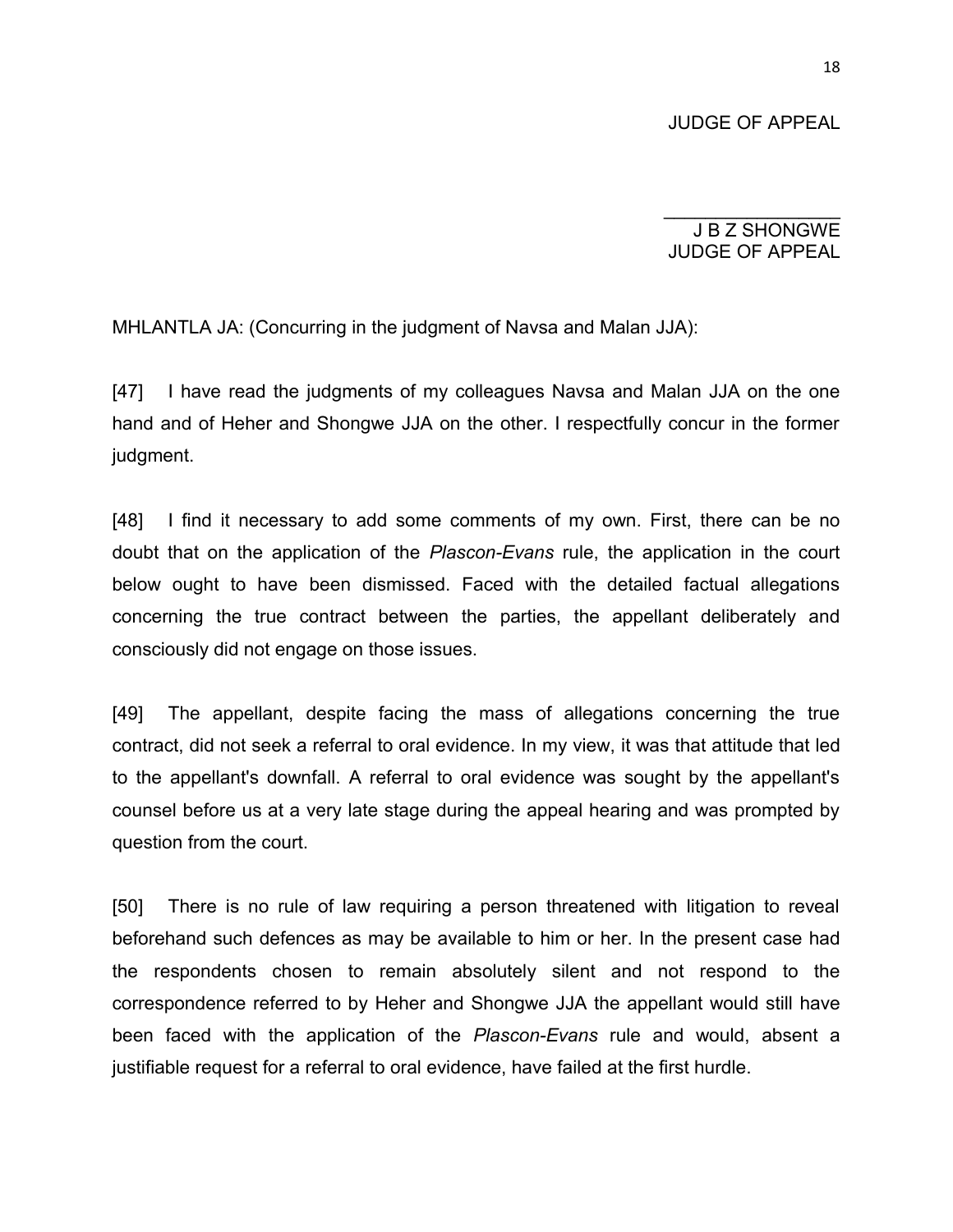JUDGE OF APPEAL

_________________
J B Z SHONGWE
JUDGE OF APPEAL

MHLANTLA JA: (Concurring in the judgment of Navsa and Malan JJA):

[47] I have read the judgments of my colleagues Navsa and Malan JJA on the one hand and of Heher and Shongwe JJA on the other. I respectfully concur in the former judgment.

[48] I find it necessary to add some comments of my own. First, there can be no doubt that on the application of the *Plascon-Evans* rule, the application in the court below ought to have been dismissed. Faced with the detailed factual allegations concerning the true contract between the parties, the appellant deliberately and consciously did not engage on those issues.

[49] The appellant, despite facing the mass of allegations concerning the true contract, did not seek a referral to oral evidence. In my view, it was that attitude that led to the appellant's downfall. A referral to oral evidence was sought by the appellant's counsel before us at a very late stage during the appeal hearing and was prompted by question from the court.

[50] There is no rule of law requiring a person threatened with litigation to reveal beforehand such defences as may be available to him or her. In the present case had the respondents chosen to remain absolutely silent and not respond to the correspondence referred to by Heher and Shongwe JJA the appellant would still have been faced with the application of the *Plascon-Evans* rule and would, absent a justifiable request for a referral to oral evidence, have failed at the first hurdle.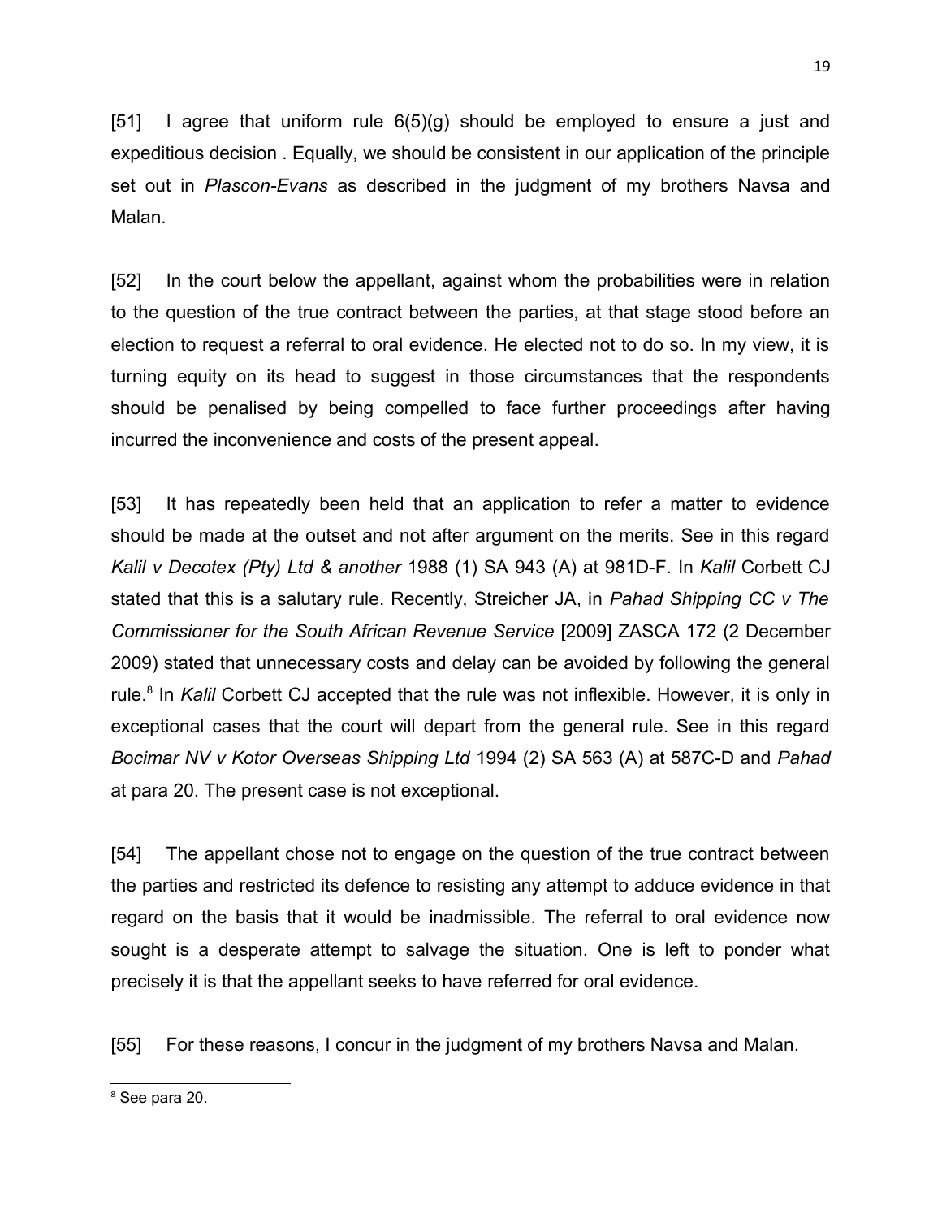[51] I agree that uniform rule 6(5)(g) should be employed to ensure a just and expeditious decision . Equally, we should be consistent in our application of the principle set out in *Plascon-Evans* as described in the judgment of my brothers Navsa and Malan.

[52] In the court below the appellant, against whom the probabilities were in relation to the question of the true contract between the parties, at that stage stood before an election to request a referral to oral evidence. He elected not to do so. In my view, it is turning equity on its head to suggest in those circumstances that the respondents should be penalised by being compelled to face further proceedings after having incurred the inconvenience and costs of the present appeal.

[53] It has repeatedly been held that an application to refer a matter to evidence should be made at the outset and not after argument on the merits. See in this regard *Kalil v Decotex (Pty) Ltd & another* 1988 (1) SA 943 (A) at 981D-F. In *Kalil* Corbett CJ stated that this is a salutary rule. Recently, Streicher JA, in *Pahad Shipping CC v The Commissioner for the South African Revenue Service* [2009] ZASCA 172 (2 December 2009) stated that unnecessary costs and delay can be avoided by following the general rule.[8] In *Kalil* Corbett CJ accepted that the rule was not inflexible. However, it is only in exceptional cases that the court will depart from the general rule. See in this regard *Bocimar NV v Kotor Overseas Shipping Ltd* 1994 (2) SA 563 (A) at 587C-D and *Pahad* at para 20. The present case is not exceptional.

[54] The appellant chose not to engage on the question of the true contract between the parties and restricted its defence to resisting any attempt to adduce evidence in that regard on the basis that it would be inadmissible. The referral to oral evidence now sought is a desperate attempt to salvage the situation. One is left to ponder what precisely it is that the appellant seeks to have referred for oral evidence.

[55] For these reasons, I concur in the judgment of my brothers Navsa and Malan.

---

[8] See para 20.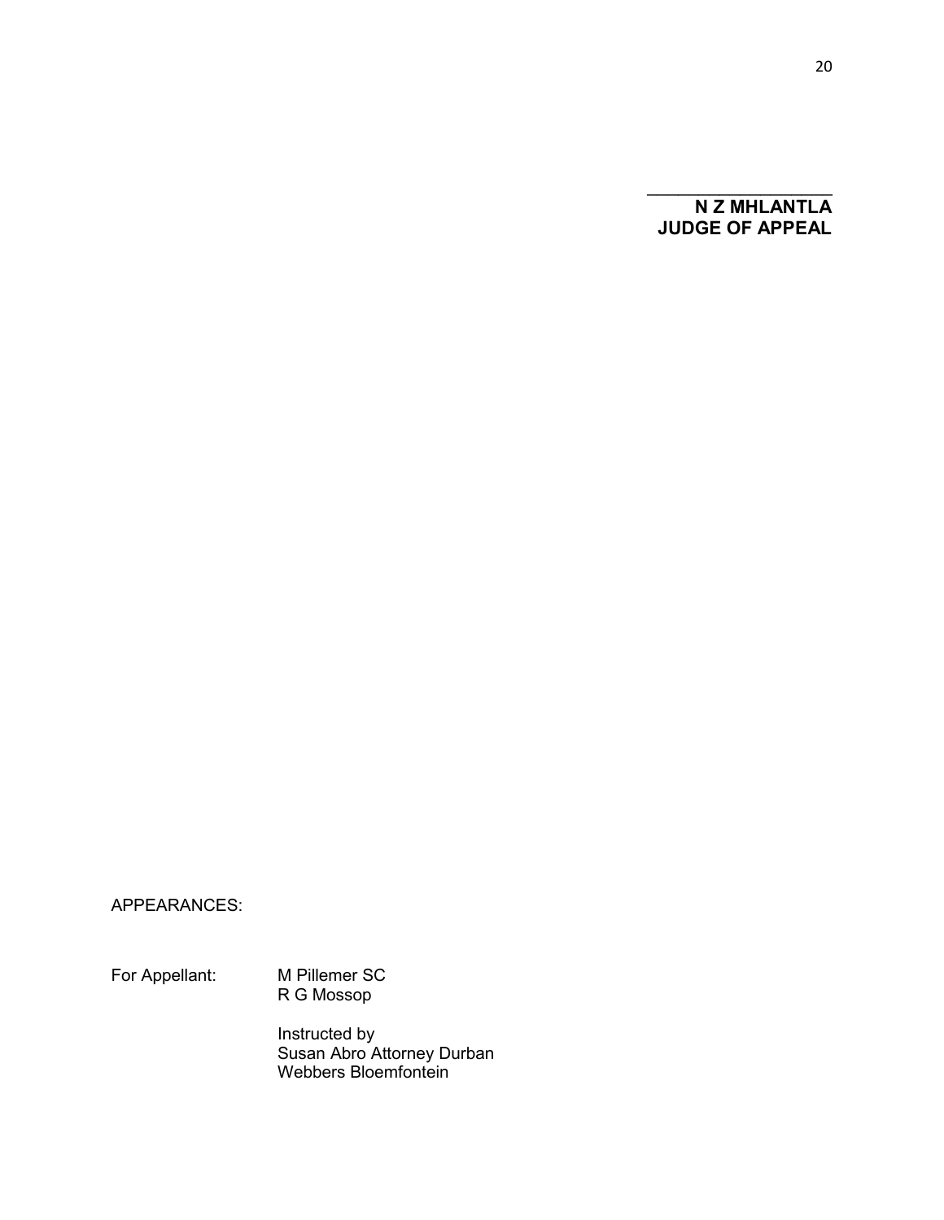\_\_\_\_\_\_\_\_\_\_\_\_\_\_\_\_\_\_\_

**N Z MHLANTLA**
**JUDGE OF APPEAL**

APPEARANCES:

For Appellant: M Pillemer SC
R G Mossop

Instructed by
Susan Abro Attorney Durban
Webbers Bloemfontein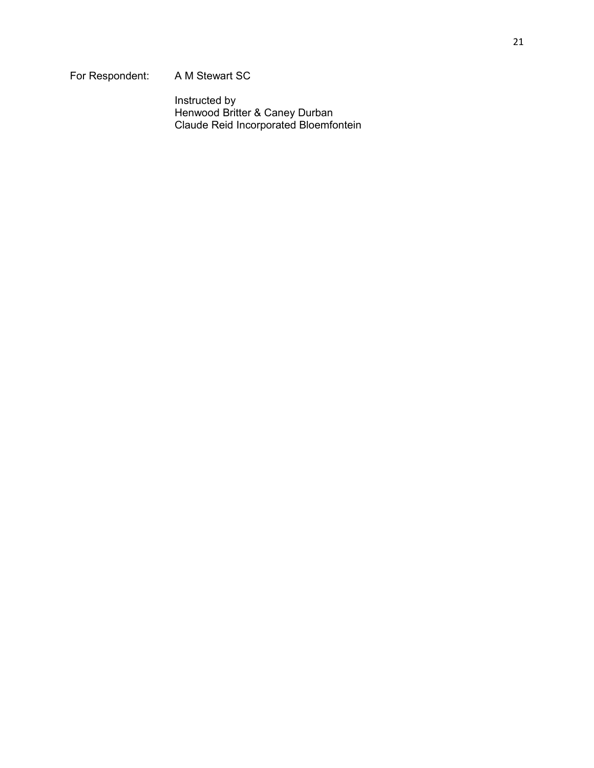For Respondent: A M Stewart SC

Instructed by
Henwood Britter & Caney Durban
Claude Reid Incorporated Bloemfontein